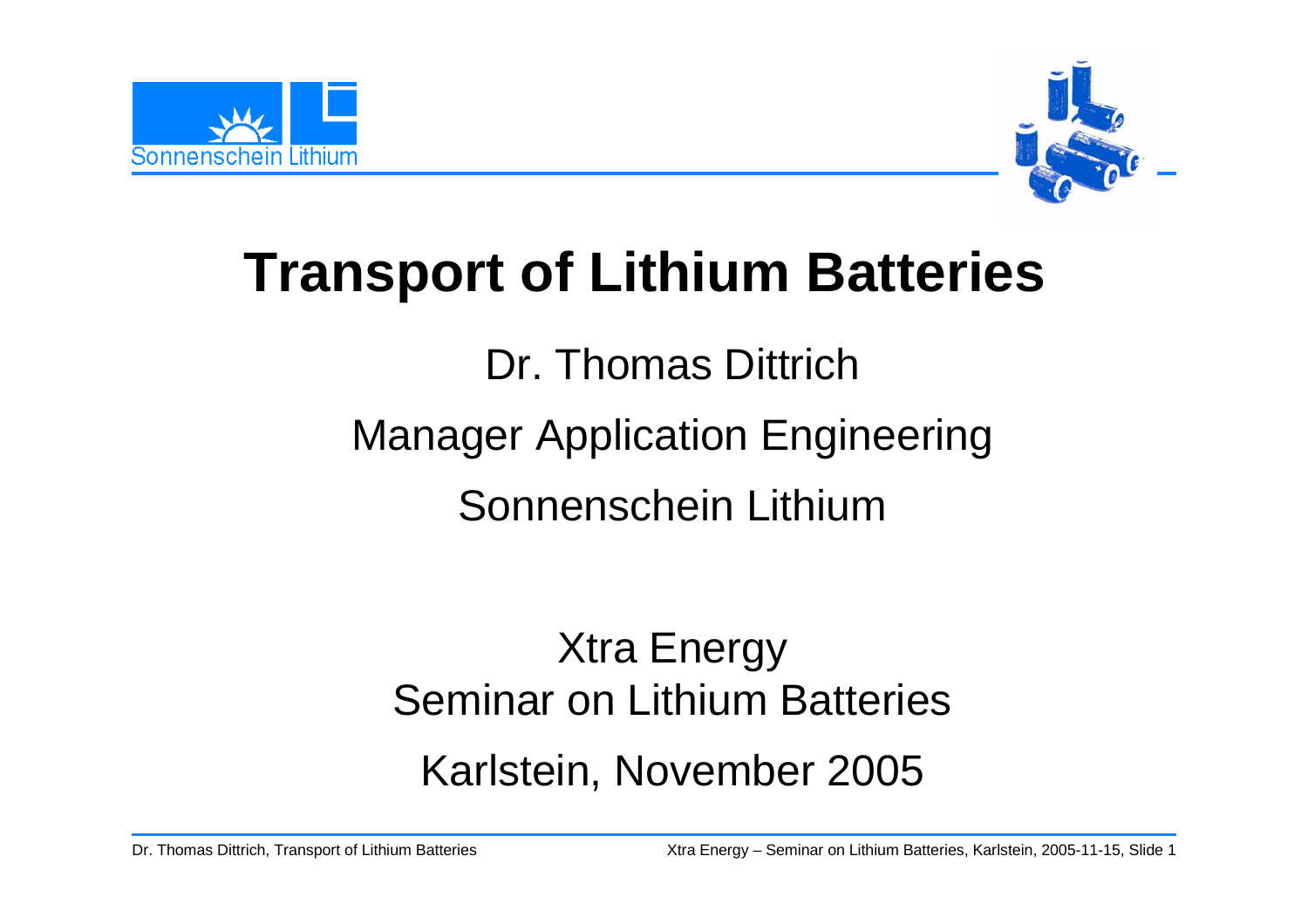Sonnenschein Lithium

# Transport of Lithium Batteries

Dr. Thomas Dittrich

Manager Application Engineering

Sonnenschein Lithium

Xtra Energy

Seminar on Lithium Batteries

Karlstein, November 2005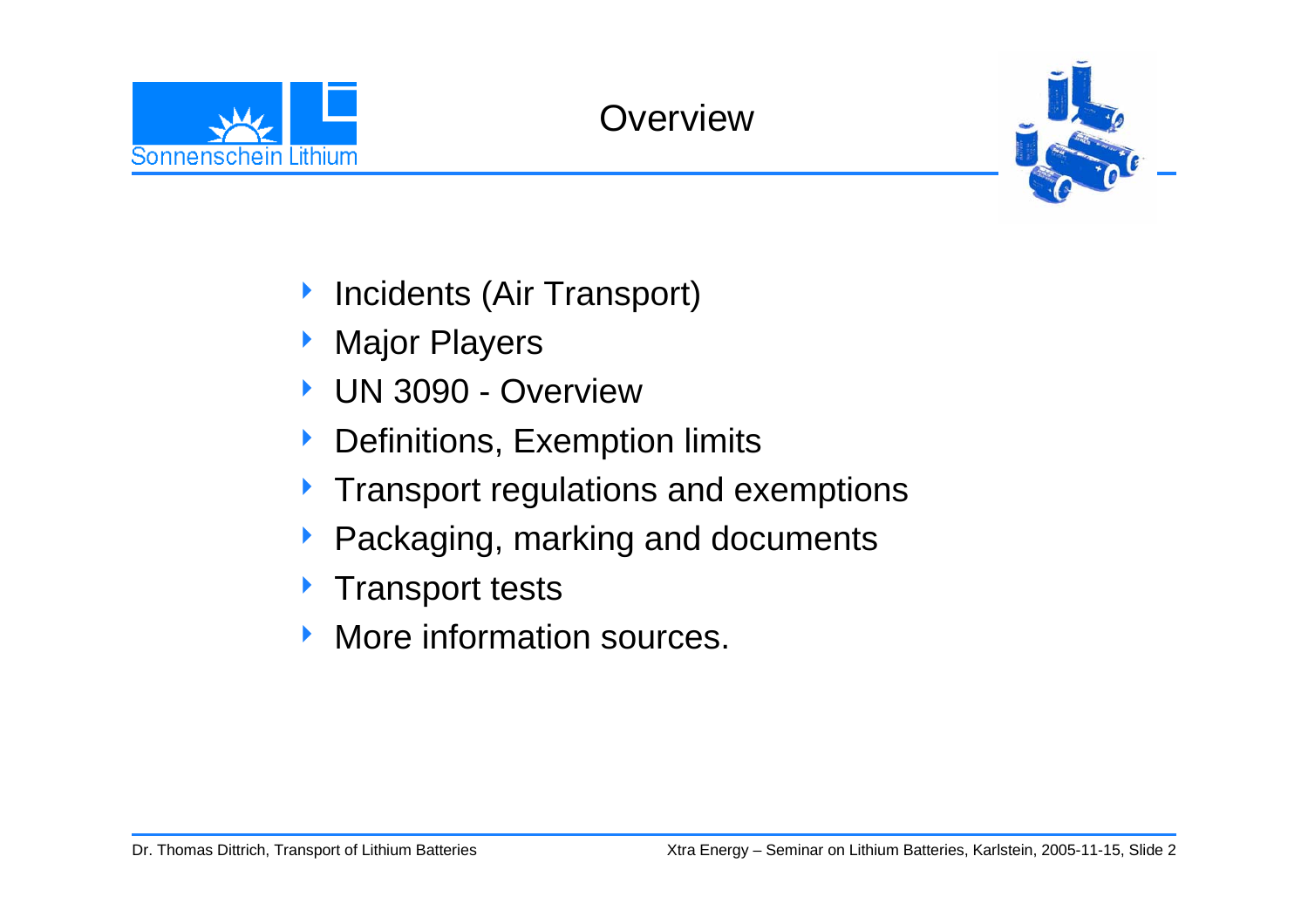# Overview

- Incidents (Air Transport)
- Major Players
- UN 3090 - Overview
- Definitions, Exemption limits
- Transport regulations and exemptions
- Packaging, marking and documents
- Transport tests
- More information sources.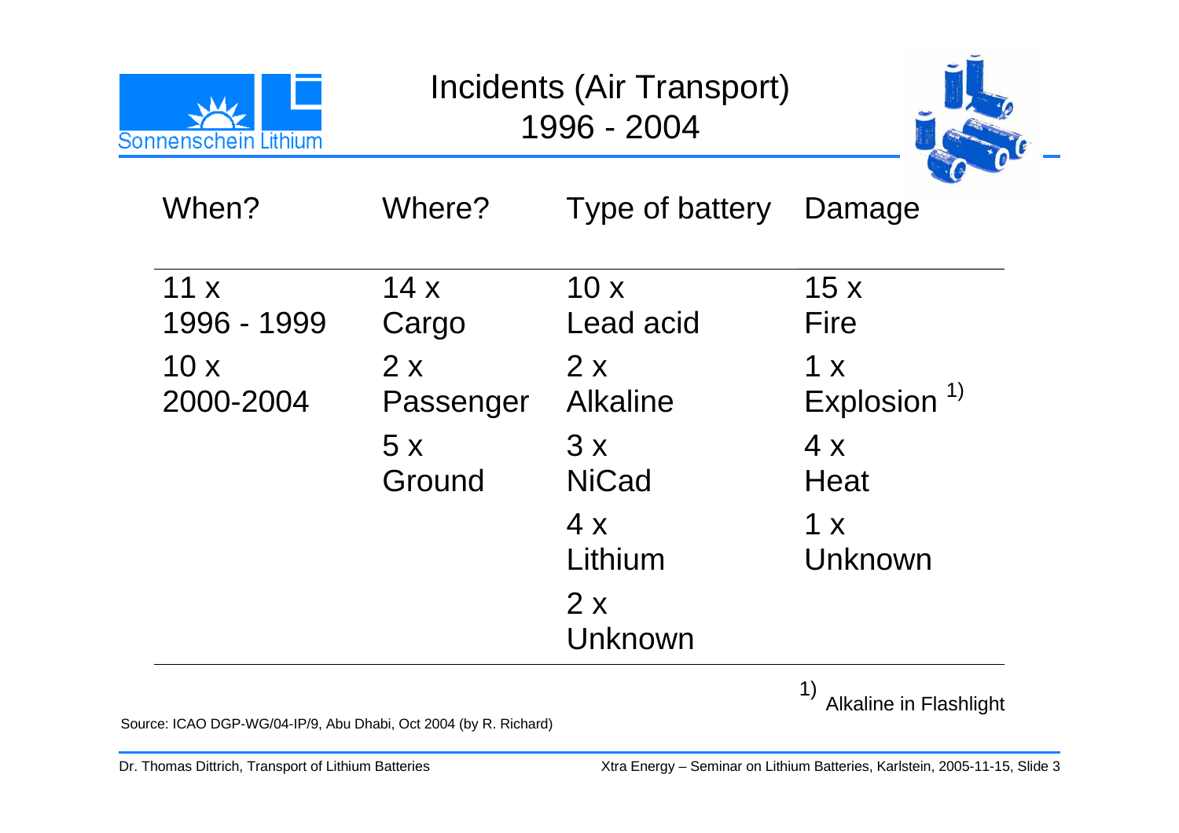# Incidents (Air Transport) 1996 - 2004

| When? | Where? | Type of battery | Damage |
|---|---|---|---|
| 11 x 1996 - 1999 | 14 x Cargo | 10 x Lead acid | 15 x Fire |
| 10 x 2000-2004 | 2 x Passenger | 2 x Alkaline | 1 x Explosion [1)] |
| | 5 x Ground | 3 x NiCad | 4 x Heat |
| | | 4 x Lithium | 1 x Unknown |
| | | 2 x Unknown | |

[1)] Alkaline in Flashlight

Source: ICAO DGP-WG/04-IP/9, Abu Dhabi, Oct 2004 (by R. Richard)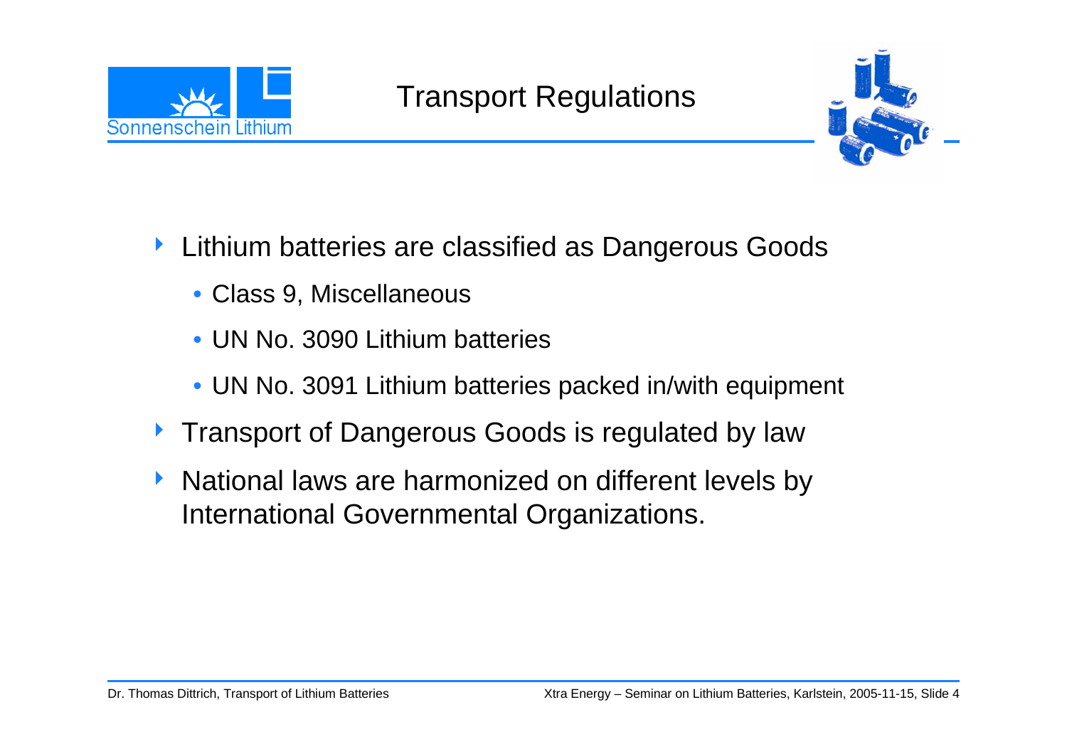# Transport Regulations

- Lithium batteries are classified as Dangerous Goods
  - Class 9, Miscellaneous
  - UN No. 3090 Lithium batteries
  - UN No. 3091 Lithium batteries packed in/with equipment
- Transport of Dangerous Goods is regulated by law
- National laws are harmonized on different levels by International Governmental Organizations.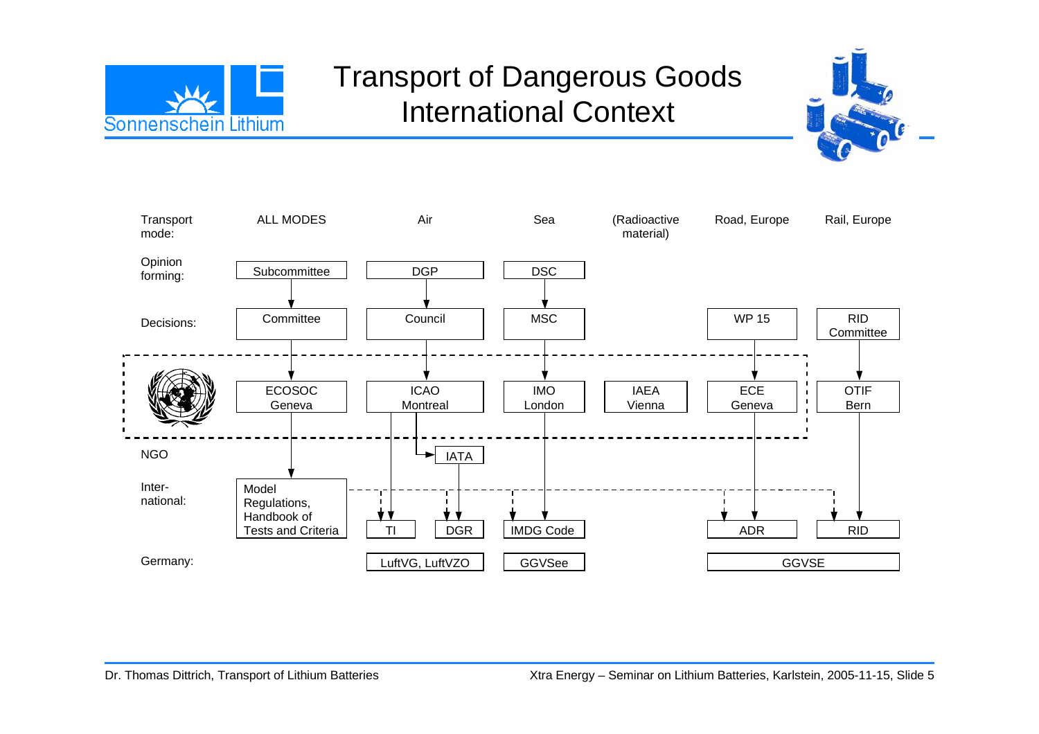# Transport of Dangerous Goods International Context

| Transport mode: | ALL MODES | Air | Sea | (Radioactive material) | Road, Europe | Rail, Europe |
| --- | --- | --- | --- | --- | --- | --- |
| Opinion forming: | Subcommittee | DGP | DSC | | | |
| Decisions: | Committee | Council | MSC | | WP 15 | RID Committee |
| (UN) | ECOSOC Geneva | ICAO Montreal | IMO London | IAEA Vienna | ECE Geneva | OTIF Bern |
| NGO | | IATA | | | | |
| International: | Model Regulations, Handbook of Tests and Criteria | TI, DGR | IMDG Code | | ADR | RID |
| Germany: | | LuftVG, LuftVZO | GGVSee | | GGVSE | GGVSE |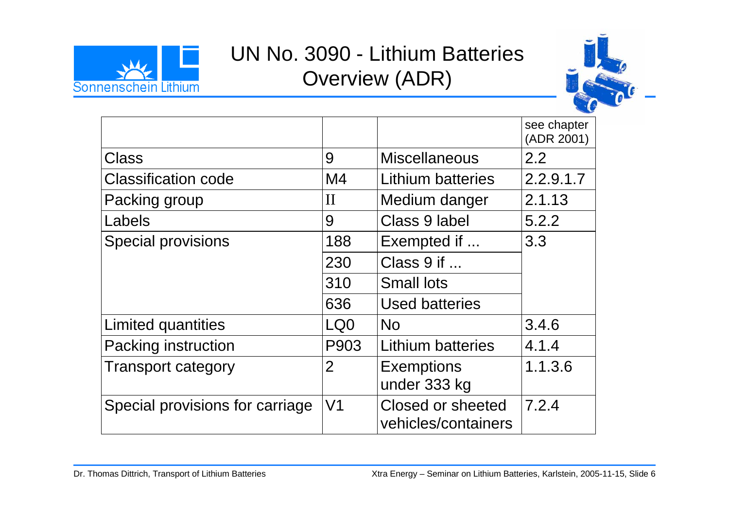# UN No. 3090 - Lithium Batteries Overview (ADR)

| | | | see chapter (ADR 2001) |
|---|---|---|---|
| Class | 9 | Miscellaneous | 2.2 |
| Classification code | M4 | Lithium batteries | 2.2.9.1.7 |
| Packing group | II | Medium danger | 2.1.13 |
| Labels | 9 | Class 9 label | 5.2.2 |
| Special provisions | 188 | Exempted if ... | 3.3 |
| | 230 | Class 9 if ... | |
| | 310 | Small lots | |
| | 636 | Used batteries | |
| Limited quantities | LQ0 | No | 3.4.6 |
| Packing instruction | P903 | Lithium batteries | 4.1.4 |
| Transport category | 2 | Exemptions under 333 kg | 1.1.3.6 |
| Special provisions for carriage | V1 | Closed or sheeted vehicles/containers | 7.2.4 |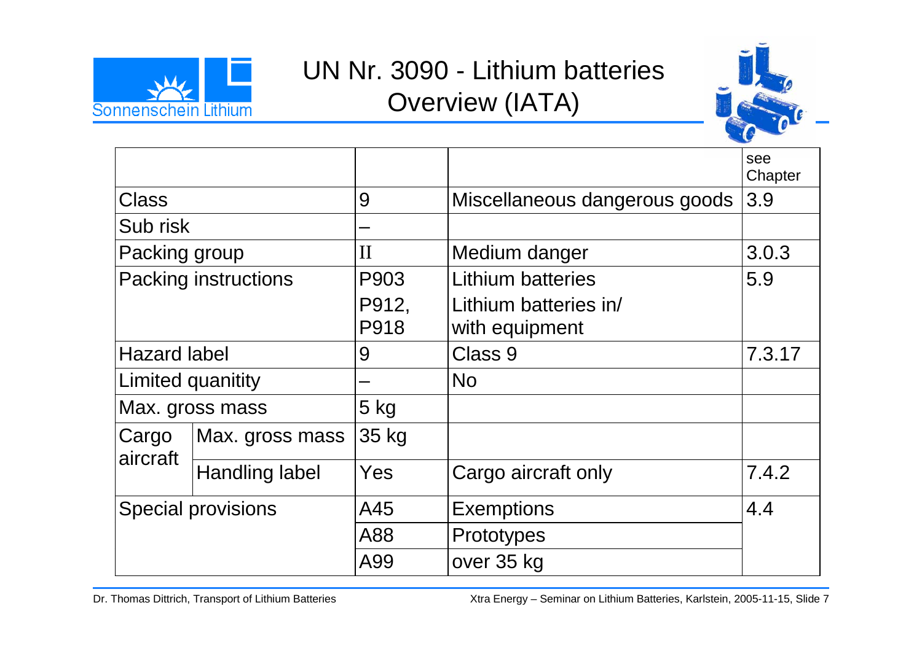# UN Nr. 3090 - Lithium batteries Overview (IATA)

| | | | | see Chapter |
|---|---|---|---|---|
| Class | | 9 | Miscellaneous dangerous goods | 3.9 |
| Sub risk | | – | | |
| Packing group | | II | Medium danger | 3.0.3 |
| Packing instructions | | P903<br>P912, P918 | Lithium batteries<br>Lithium batteries in/ with equipment | 5.9 |
| Hazard label | | 9 | Class 9 | 7.3.17 |
| Limited quanitity | | – | No | |
| Max. gross mass | | 5 kg | | |
| Cargo aircraft | Max. gross mass | 35 kg | | |
| | Handling label | Yes | Cargo aircraft only | 7.4.2 |
| Special provisions | | A45 | Exemptions | 4.4 |
| | | A88 | Prototypes | |
| | | A99 | over 35 kg | |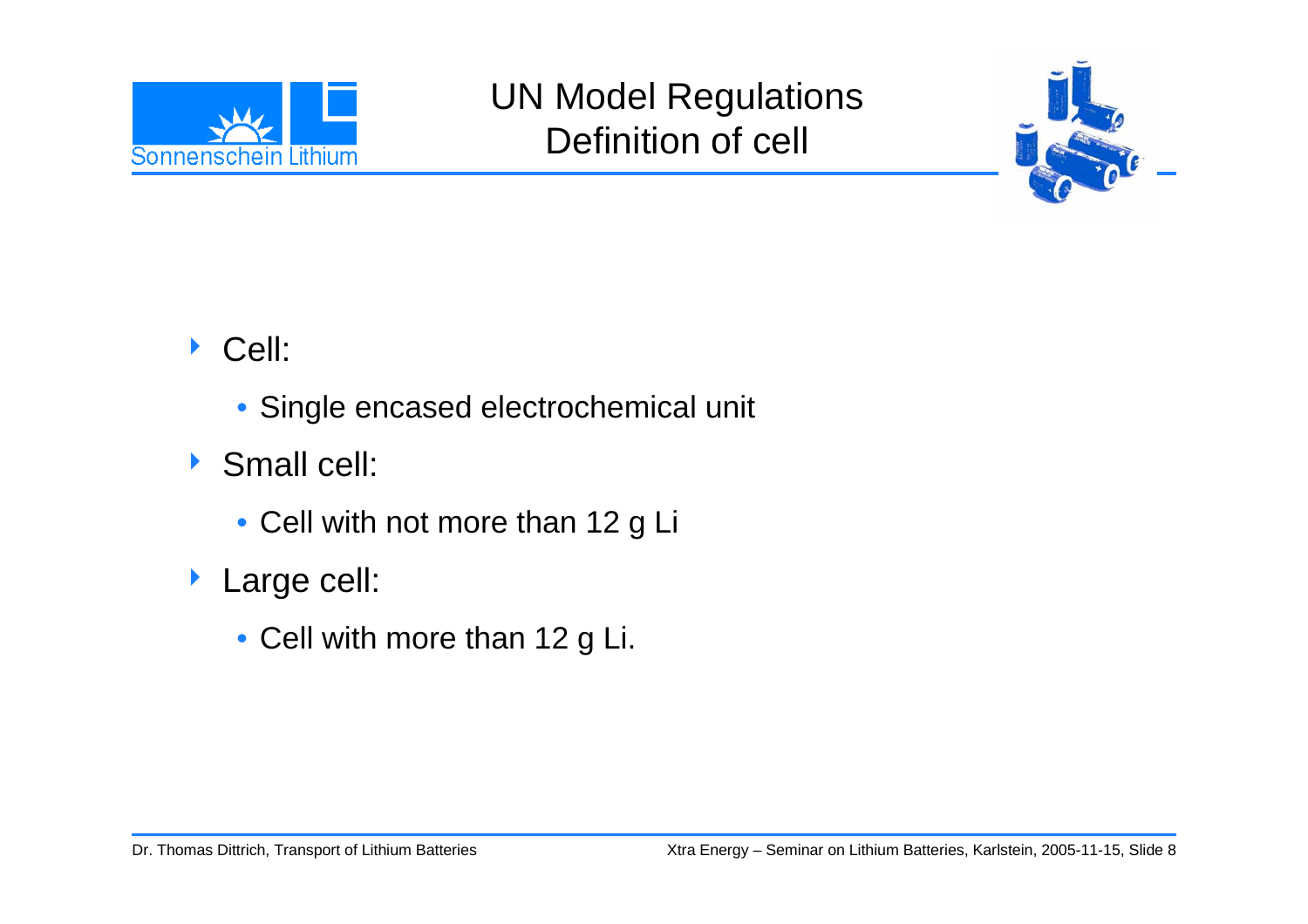# UN Model Regulations
## Definition of cell

- Cell:
  - Single encased electrochemical unit
- Small cell:
  - Cell with not more than 12 g Li
- Large cell:
  - Cell with more than 12 g Li.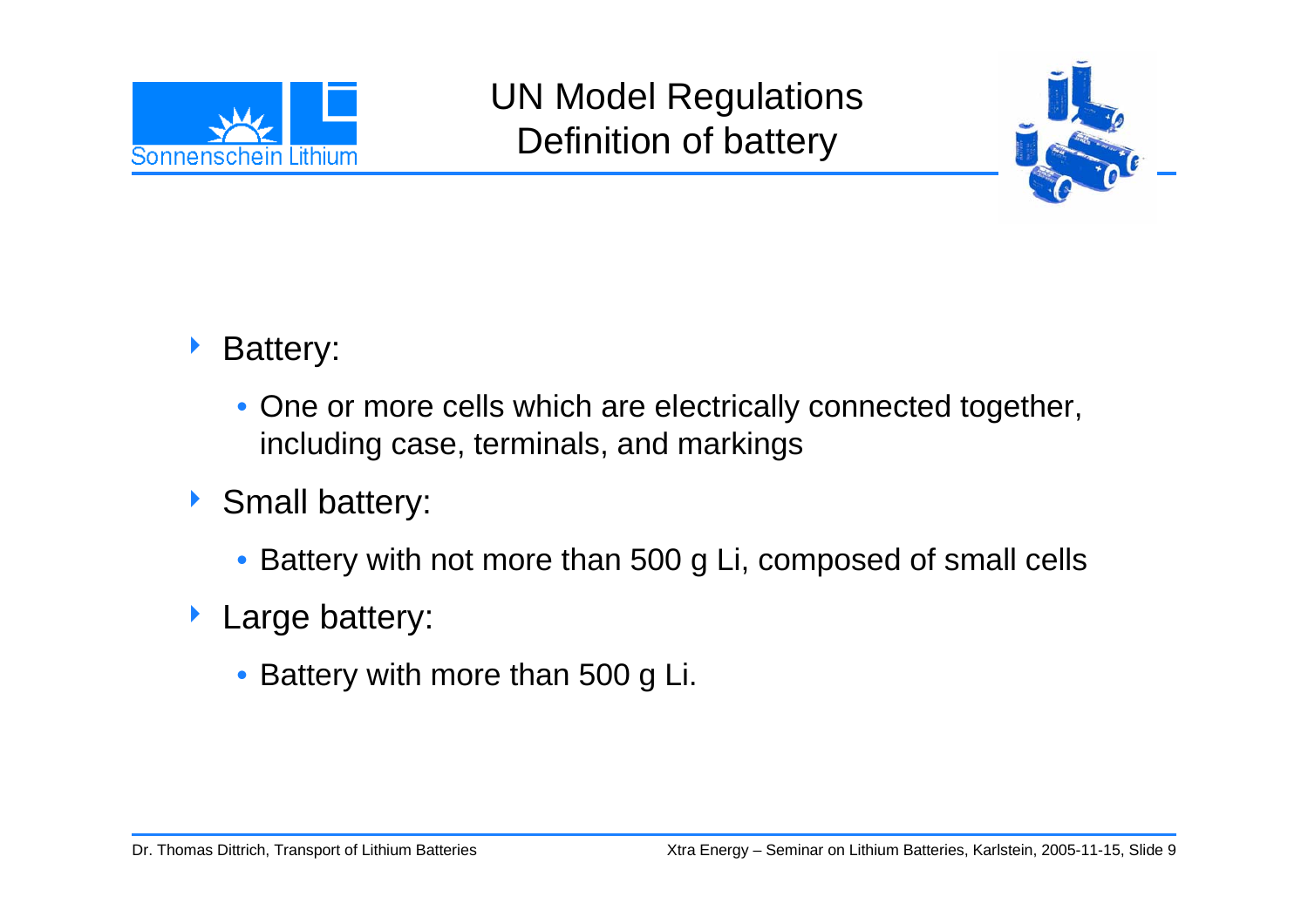# UN Model Regulations
# Definition of battery

- Battery:
  - One or more cells which are electrically connected together, including case, terminals, and markings
- Small battery:
  - Battery with not more than 500 g Li, composed of small cells
- Large battery:
  - Battery with more than 500 g Li.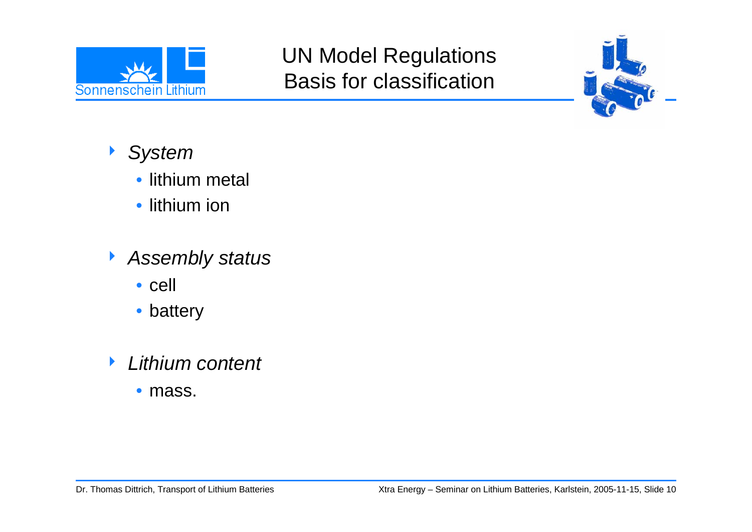# UN Model Regulations
## Basis for classification

- *System*
  - lithium metal
  - lithium ion

- *Assembly status*
  - cell
  - battery

- *Lithium content*
  - mass.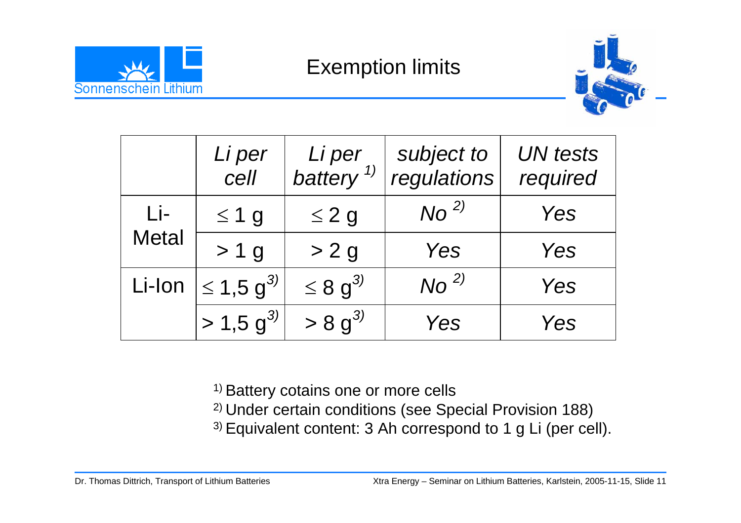# Exemption limits

| | *Li per cell* | *Li per battery* [1] | *subject to regulations* | *UN tests required* |
|---|---|---|---|---|
| Li-Metal | $\leq$ 1 g | $\leq$ 2 g | *No* [2] | *Yes* |
| | > 1 g | > 2 g | *Yes* | *Yes* |
| Li-Ion | $\leq$ 1,5 g[3] | $\leq$ 8 g[3] | *No* [2] | *Yes* |
| | > 1,5 g[3] | > 8 g[3] | *Yes* | *Yes* |

[1] Battery cotains one or more cells
[2] Under certain conditions (see Special Provision 188)
[3] Equivalent content: 3 Ah correspond to 1 g Li (per cell).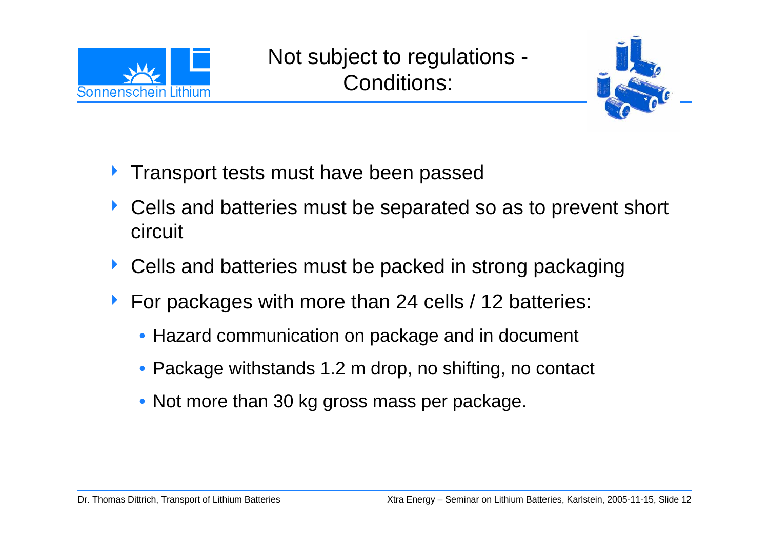# Not subject to regulations - Conditions:

- Transport tests must have been passed
- Cells and batteries must be separated so as to prevent short circuit
- Cells and batteries must be packed in strong packaging
- For packages with more than 24 cells / 12 batteries:
  - Hazard communication on package and in document
  - Package withstands 1.2 m drop, no shifting, no contact
  - Not more than 30 kg gross mass per package.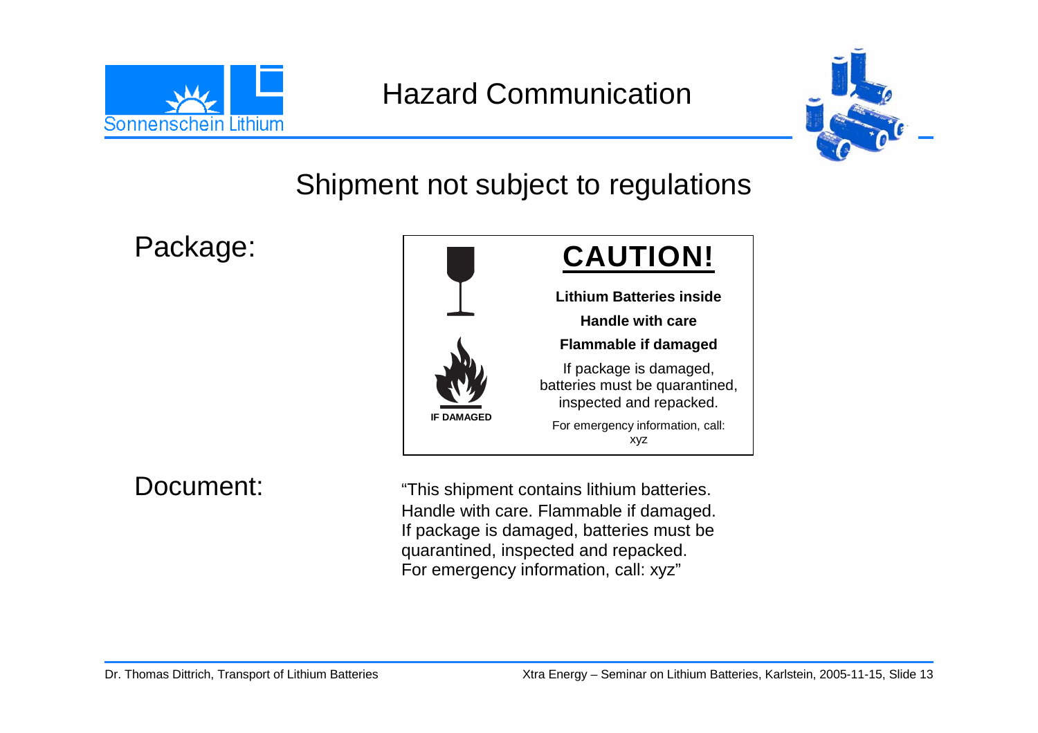# Hazard Communication

## Shipment not subject to regulations

Package:

**CAUTION!**

**Lithium Batteries inside**

**Handle with care**

**Flammable if damaged**

If package is damaged, batteries must be quarantined, inspected and repacked.

For emergency information, call: xyz

**IF DAMAGED**

Document:

"This shipment contains lithium batteries. Handle with care. Flammable if damaged. If package is damaged, batteries must be quarantined, inspected and repacked. For emergency information, call: xyz"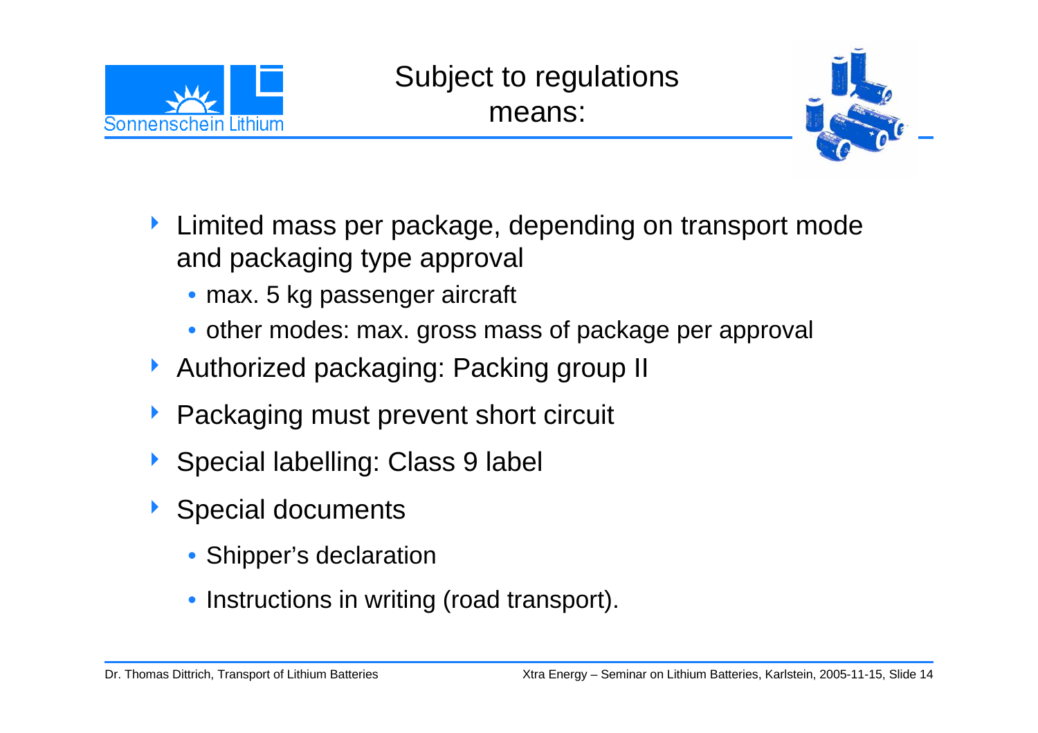# Subject to regulations means:

- Limited mass per package, depending on transport mode and packaging type approval
  - max. 5 kg passenger aircraft
  - other modes: max. gross mass of package per approval
- Authorized packaging: Packing group II
- Packaging must prevent short circuit
- Special labelling: Class 9 label
- Special documents
  - Shipper's declaration
  - Instructions in writing (road transport).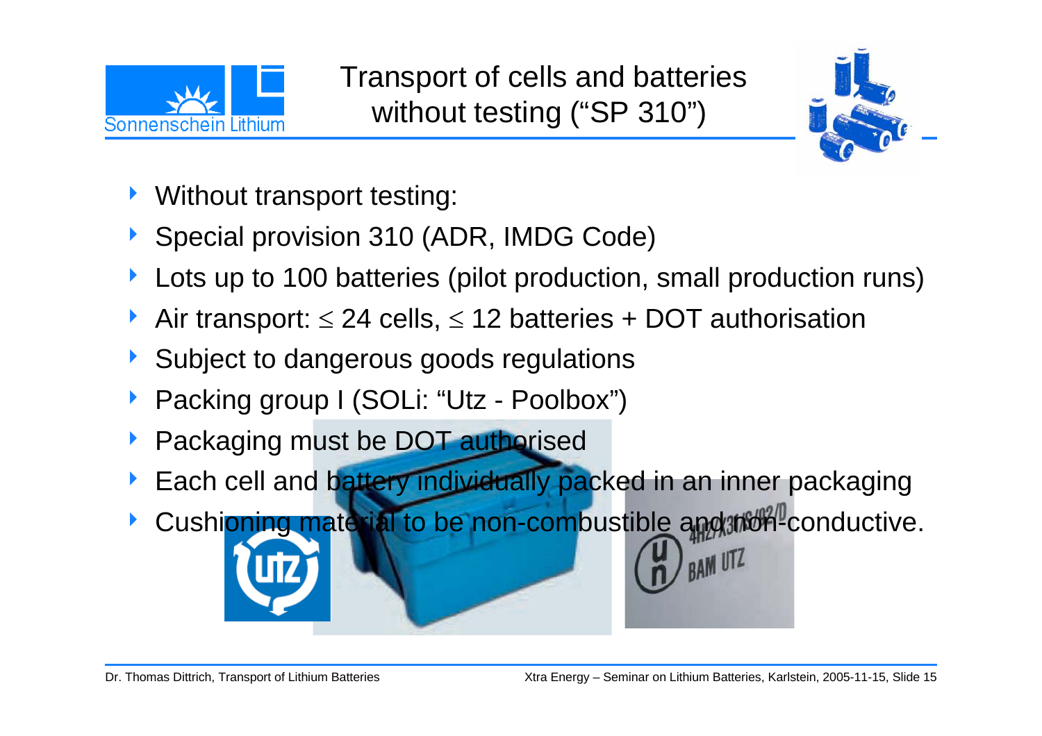# Transport of cells and batteries without testing (“SP 310”)

- Without transport testing:
- Special provision 310 (ADR, IMDG Code)
- Lots up to 100 batteries (pilot production, small production runs)
- Air transport: $\leq$ 24 cells, $\leq$ 12 batteries + DOT authorisation
- Subject to dangerous goods regulations
- Packing group I (SOLi: “Utz - Poolbox”)
- Packaging must be DOT authorised
- Each cell and battery individually packed in an inner packaging
- Cushioning material to be non-combustible and non-conductive.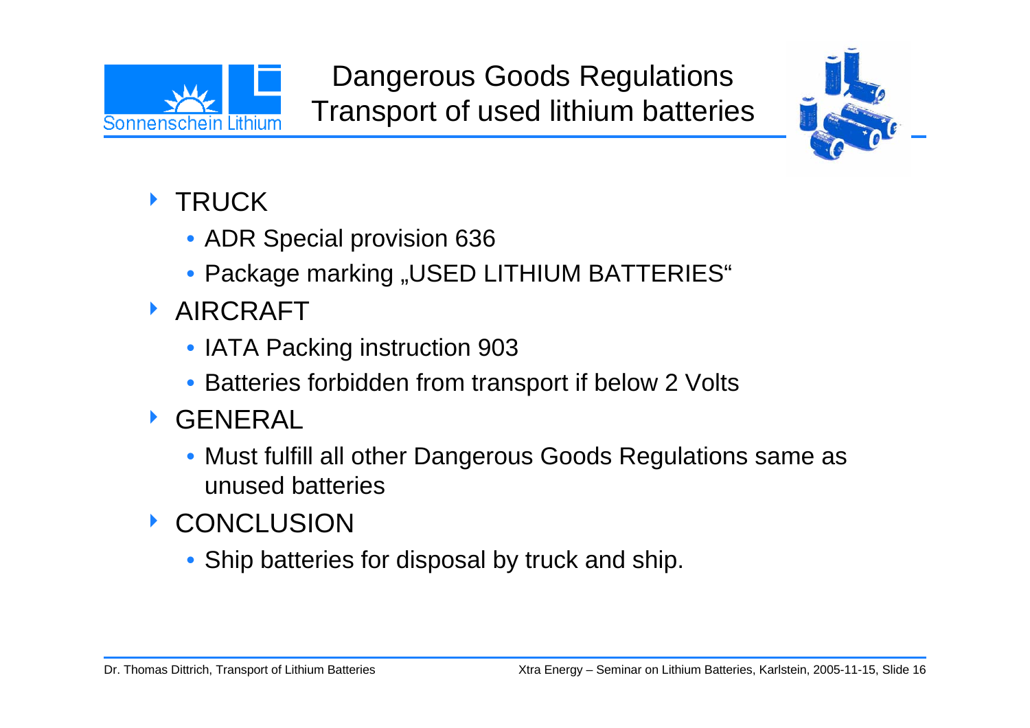# Dangerous Goods Regulations
## Transport of used lithium batteries

- TRUCK
  - ADR Special provision 636
  - Package marking „USED LITHIUM BATTERIES“
- AIRCRAFT
  - IATA Packing instruction 903
  - Batteries forbidden from transport if below 2 Volts
- GENERAL
  - Must fulfill all other Dangerous Goods Regulations same as unused batteries
- CONCLUSION
  - Ship batteries for disposal by truck and ship.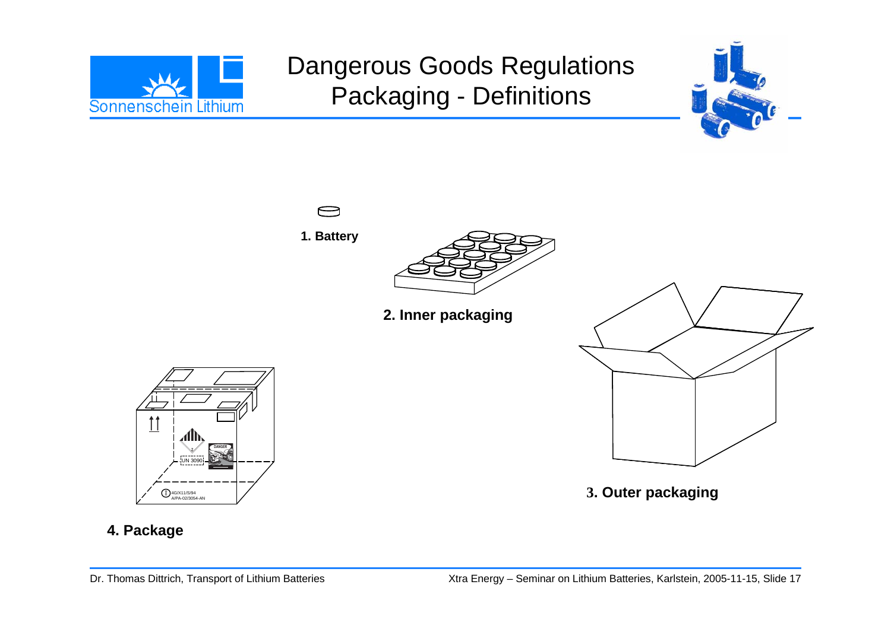# Dangerous Goods Regulations
## Packaging - Definitions

**1. Battery**

**2. Inner packaging**

**3. Outer packaging**

**4. Package**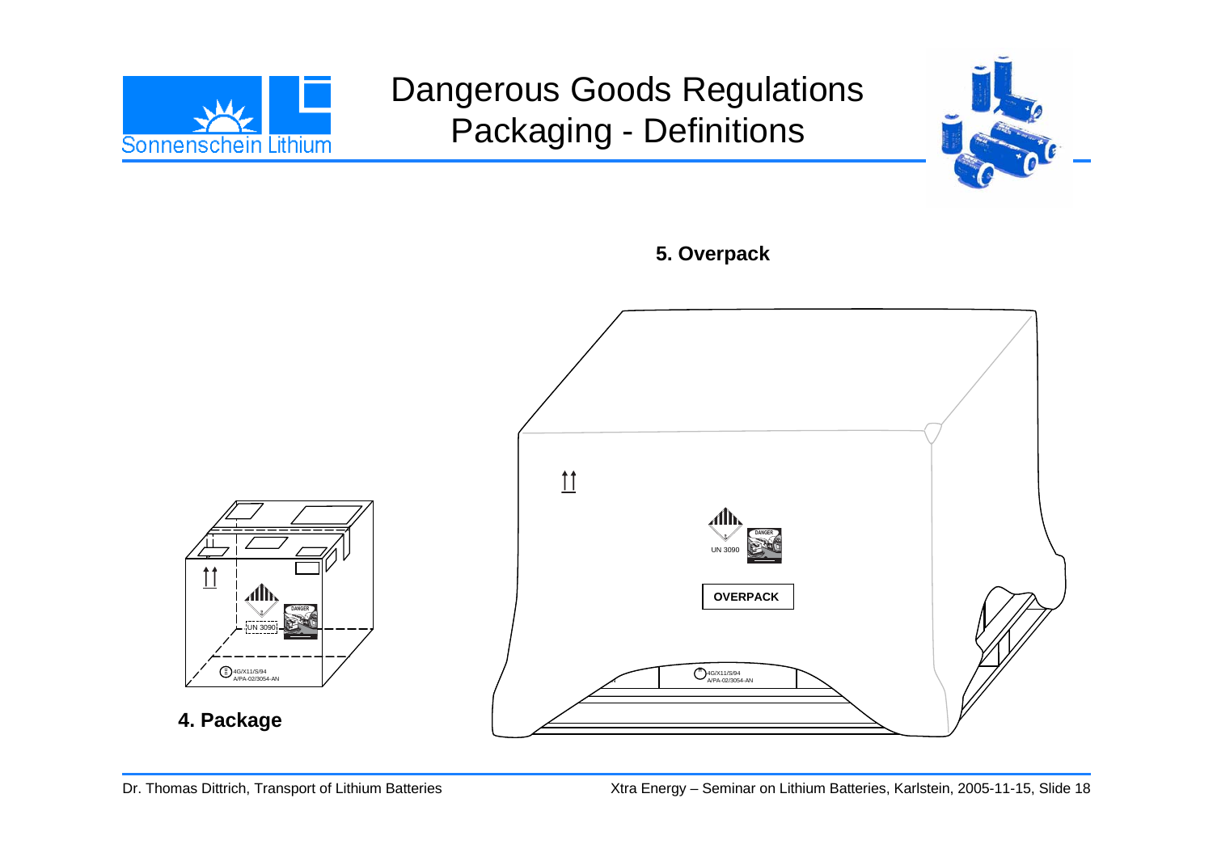# Dangerous Goods Regulations
## Packaging - Definitions

**5. Overpack**

UN 3090

DANGER

OVERPACK

4G/X11/S/94
A/PA-02/3054-AN

UN 3090

DANGER

4G/X11/S/94
A/PA-02/3054-AN

**4. Package**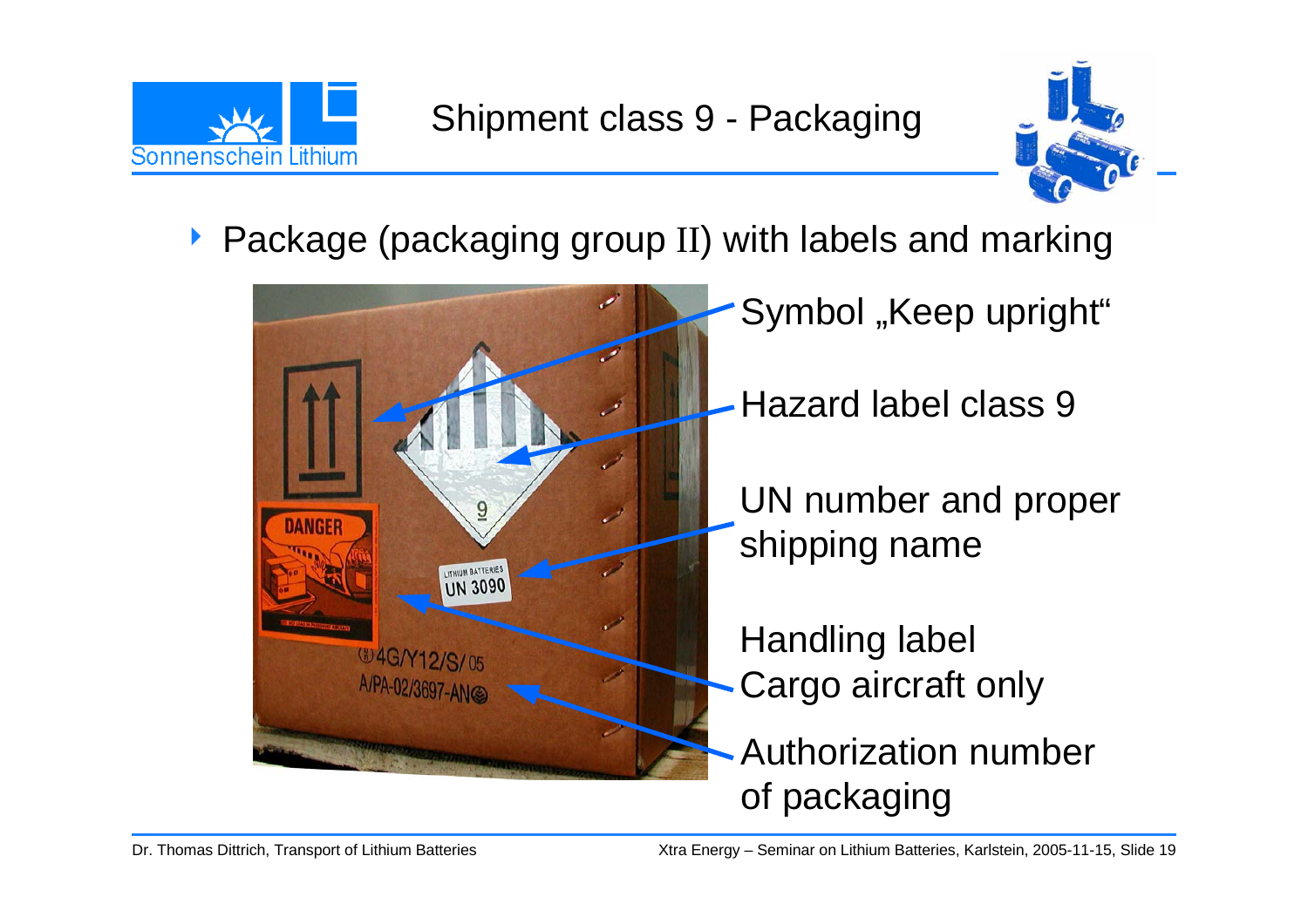# Shipment class 9 - Packaging

- Package (packaging group II) with labels and marking

Symbol „Keep upright“

Hazard label class 9

UN number and proper shipping name

Handling label Cargo aircraft only

Authorization number of packaging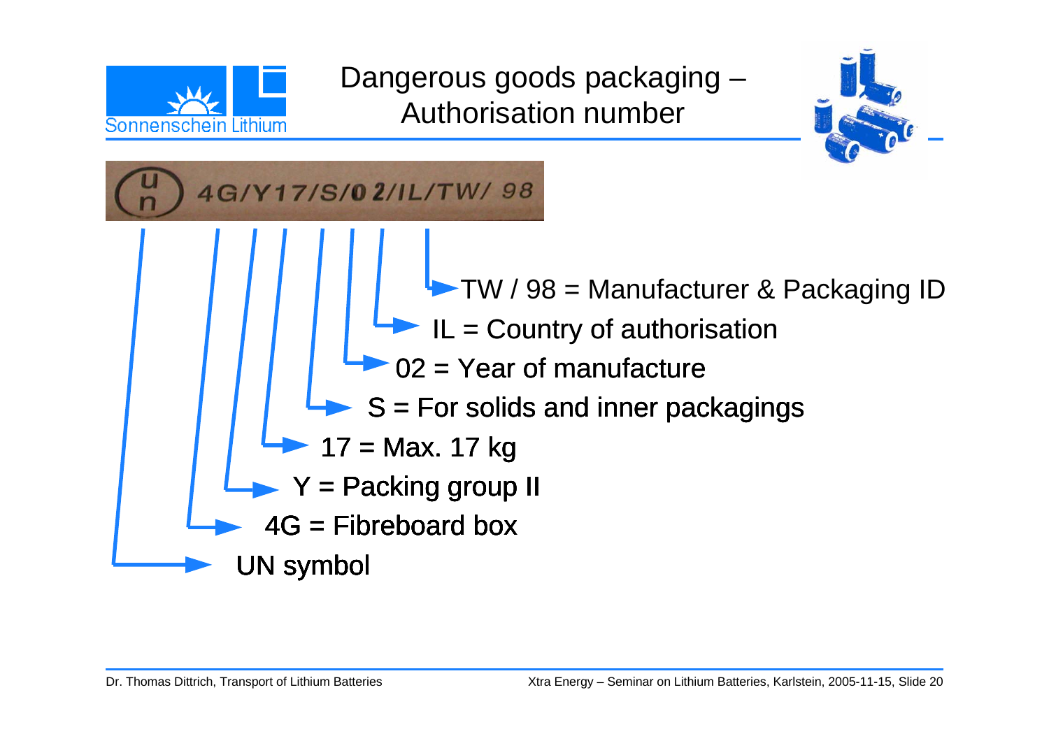# Dangerous goods packaging – Authorisation number

(u/n) 4G/Y17/S/02/IL/TW/ 98

- TW / 98 = Manufacturer & Packaging ID
- IL = Country of authorisation
- 02 = Year of manufacture
- S = For solids and inner packagings
- 17 = Max. 17 kg
- Y = Packing group II
- 4G = Fibreboard box
- UN symbol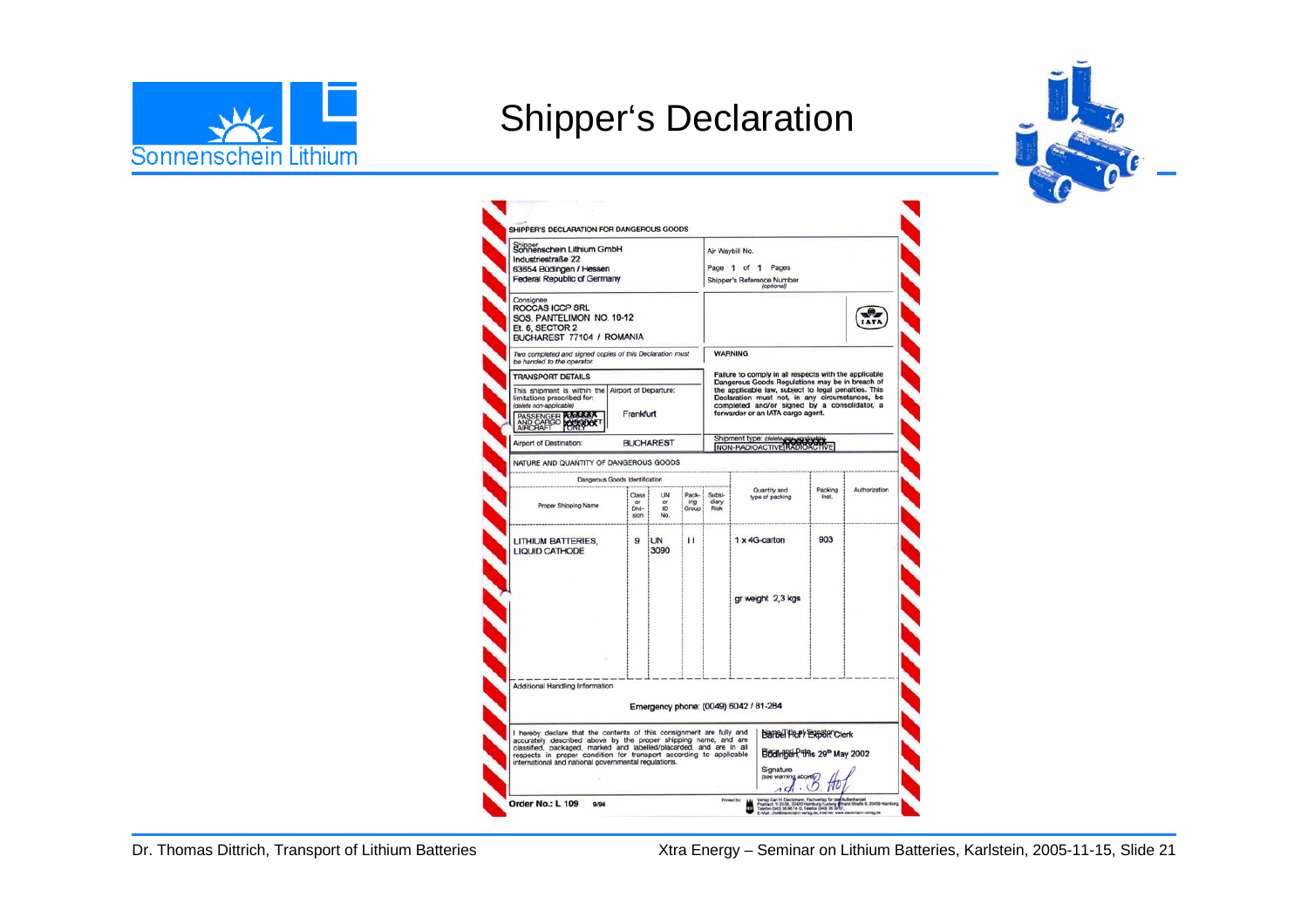# Shipper's Declaration

## SHIPPER'S DECLARATION FOR DANGEROUS GOODS

**Shipper**
Sonnenschein Lithium GmbH
Industriestraße 22
63654 Büdingen / Hessen
Federal Republic of Germany

Air Waybill No.

Page 1 of 1 Pages

Shipper's Reference Number *(optional)*

**Consignee**
ROCCAS ICCP SRL
SOS. PANTELIMON NO. 10-12
Et. 6, SECTOR 2
BUCHAREST 77104 / ROMANIA

*Two completed and signed copies of this Declaration must be handed to the operator.*

**WARNING**

Failure to comply in all respects with the applicable Dangerous Goods Regulations may be in breach of the applicable law, subject to legal penalties. This Declaration must not, in any circumstances, be completed and/or signed by a consolidator, a forwarder or an IATA cargo agent.

**TRANSPORT DETAILS**

This shipment is within the limitations prescribed for: *(delete non-applicable)*
PASSENGER AND CARGO AIRCRAFT / CARGO AIRCRAFT ONLY

Airport of Departure: Frankfurt

Airport of Destination: BUCHAREST

Shipment type: *(delete non-applicable)* NON-RADIOACTIVE / RADIOACTIVE

**NATURE AND QUANTITY OF DANGEROUS GOODS**

| Proper Shipping Name | Class or Division | UN or ID No. | Packing Group | Subsidiary Risk | Quantity and type of packing | Packing Inst. | Authorization |
|---|---|---|---|---|---|---|---|
| LITHIUM BATTERIES, LIQUID CATHODE | 9 | UN 3090 | II | | 1 x 4G-carton<br>gr weight 2,3 kgs | 903 | |

**Additional Handling Information**

Emergency phone: (0049) 6042 / 81-284

I hereby declare that the contents of this consignment are fully and accurately described above by the proper shipping name, and are classified, packaged, marked and labelled/placarded, and are in all respects in proper condition for transport according to applicable international and national governmental regulations.

Name/Title of Signatory: Bärbel Hof / Export Clerk

Place and Date: Büdingen, this 29th May 2002

Signature *(see warning above)*

Order No.: L 109 9/94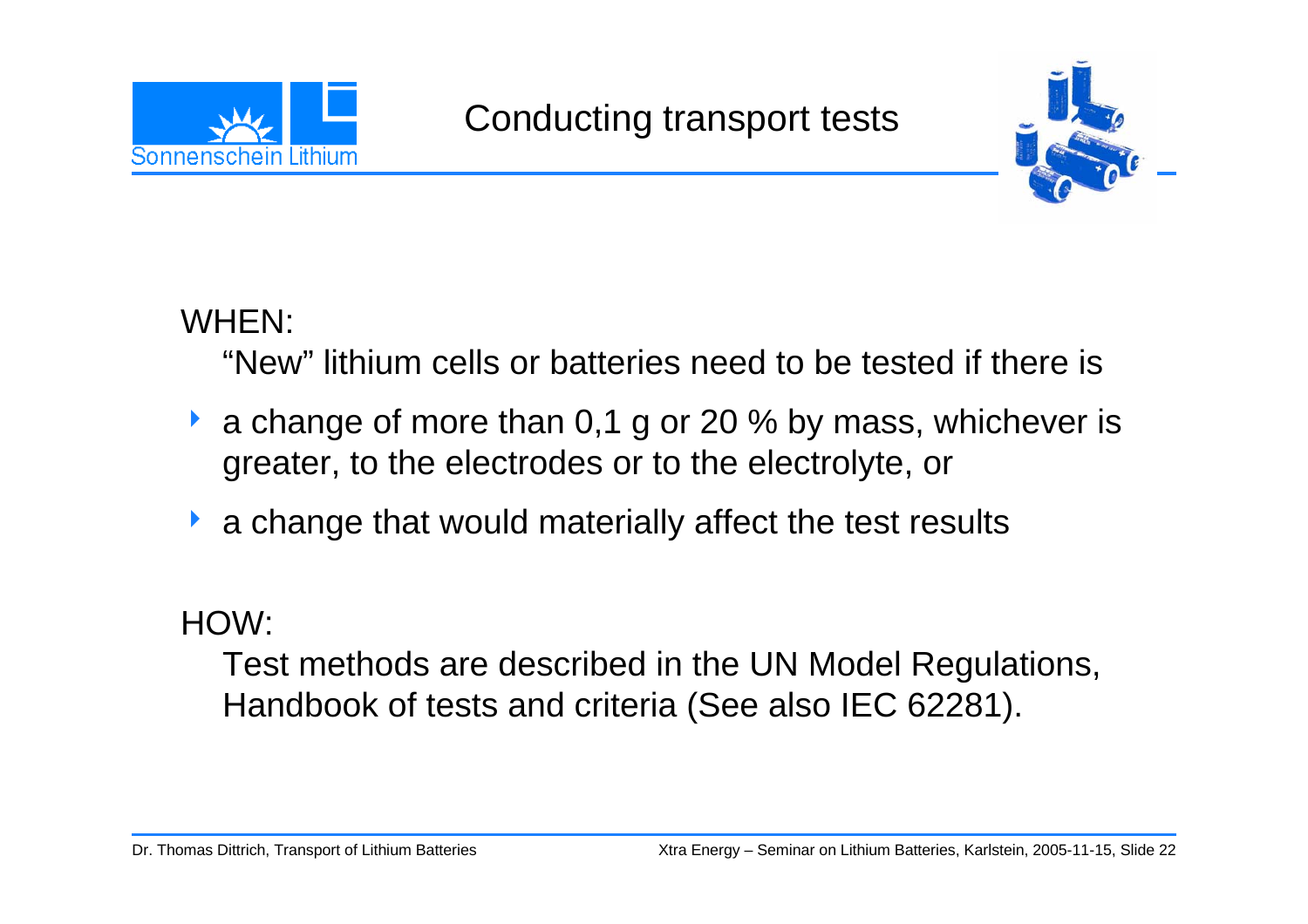# Conducting transport tests

WHEN:

"New" lithium cells or batteries need to be tested if there is

- a change of more than 0,1 g or 20 % by mass, whichever is greater, to the electrodes or to the electrolyte, or
- a change that would materially affect the test results

HOW:

Test methods are described in the UN Model Regulations, Handbook of tests and criteria (See also IEC 62281).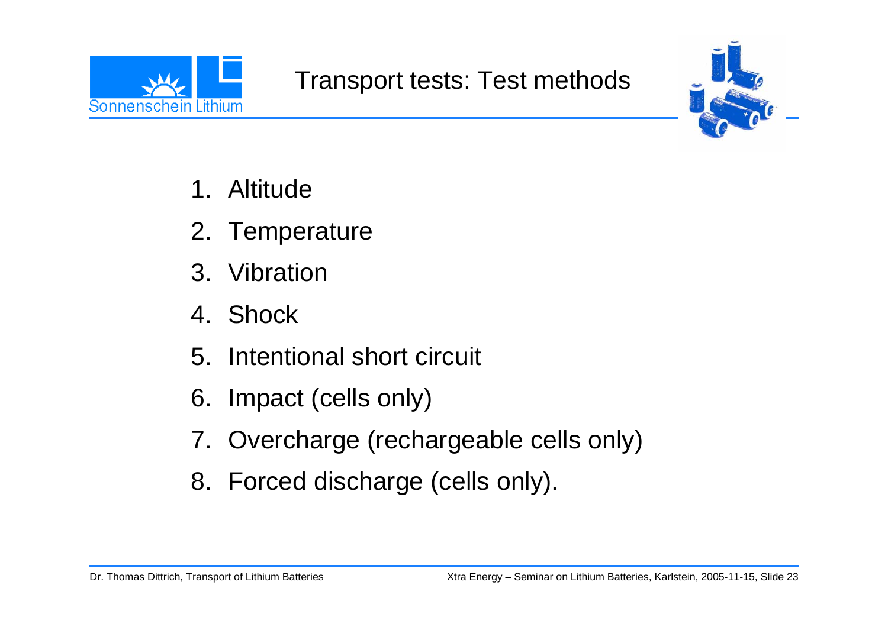# Transport tests: Test methods

1. Altitude
2. Temperature
3. Vibration
4. Shock
5. Intentional short circuit
6. Impact (cells only)
7. Overcharge (rechargeable cells only)
8. Forced discharge (cells only).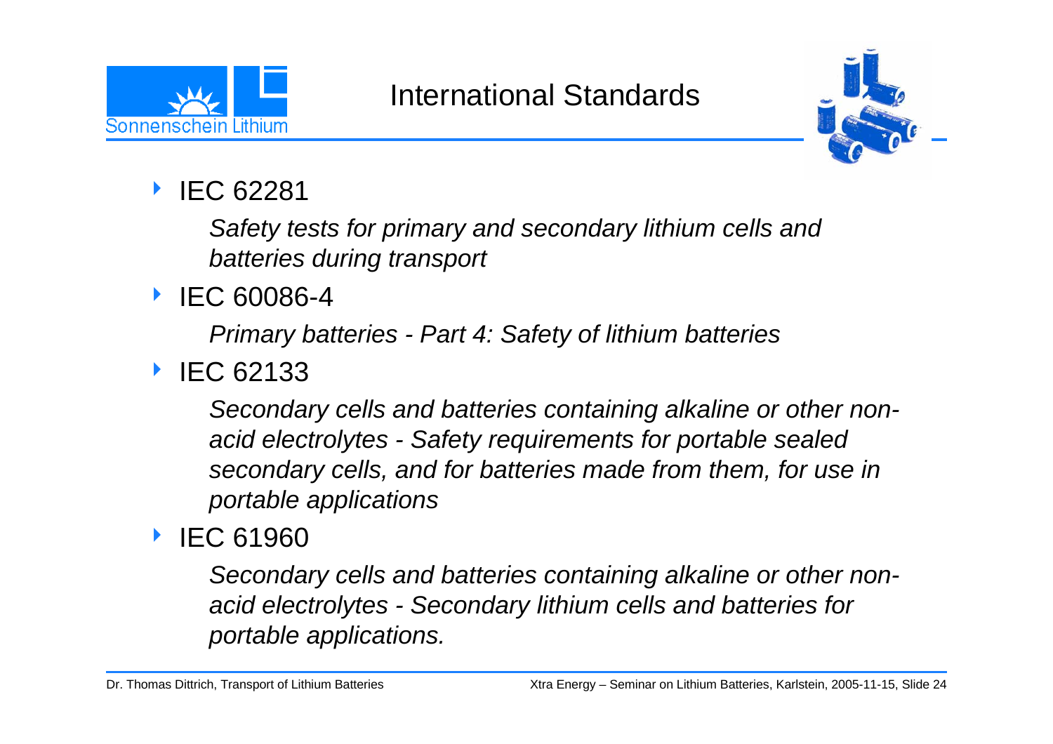# International Standards

- IEC 62281

  *Safety tests for primary and secondary lithium cells and batteries during transport*

- IEC 60086-4

  *Primary batteries - Part 4: Safety of lithium batteries*

- IEC 62133

  *Secondary cells and batteries containing alkaline or other non-acid electrolytes - Safety requirements for portable sealed secondary cells, and for batteries made from them, for use in portable applications*

- IEC 61960

  *Secondary cells and batteries containing alkaline or other non-acid electrolytes - Secondary lithium cells and batteries for portable applications.*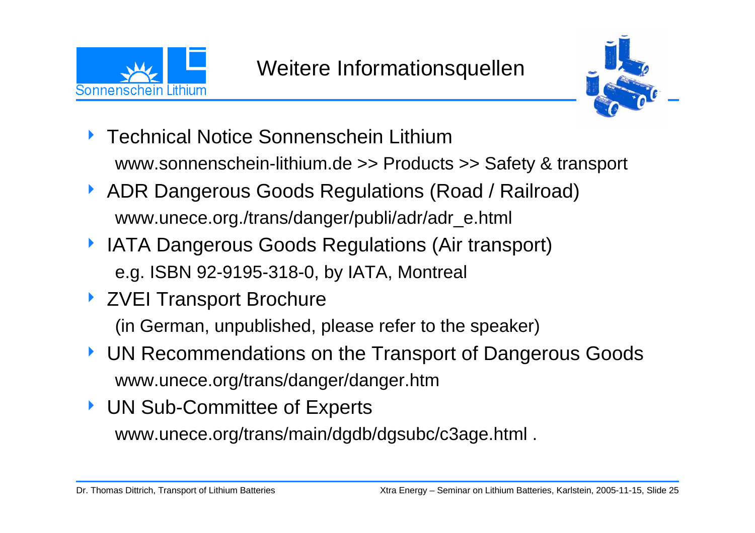# Weitere Informationsquellen

- Technical Notice Sonnenschein Lithium
  www.sonnenschein-lithium.de >> Products >> Safety & transport
- ADR Dangerous Goods Regulations (Road / Railroad)
  www.unece.org./trans/danger/publi/adr/adr_e.html
- IATA Dangerous Goods Regulations (Air transport)
  e.g. ISBN 92-9195-318-0, by IATA, Montreal
- ZVEI Transport Brochure
  (in German, unpublished, please refer to the speaker)
- UN Recommendations on the Transport of Dangerous Goods
  www.unece.org/trans/danger/danger.htm
- UN Sub-Committee of Experts
  www.unece.org/trans/main/dgdb/dgsubc/c3age.html .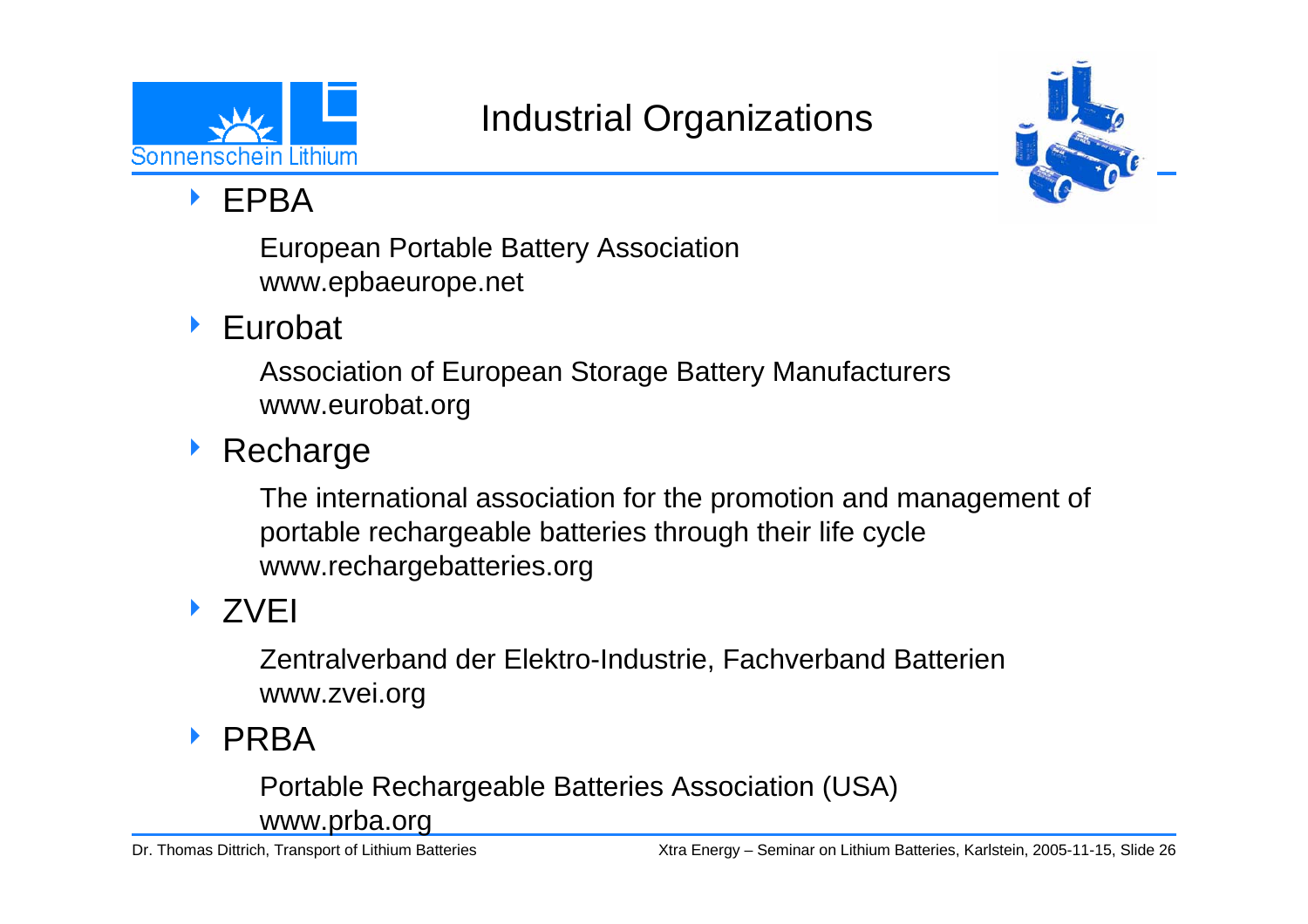# Industrial Organizations

- EPBA

  European Portable Battery Association
  www.epbaeurope.net

- Eurobat

  Association of European Storage Battery Manufacturers
  www.eurobat.org

- Recharge

  The international association for the promotion and management of portable rechargeable batteries through their life cycle
  www.rechargebatteries.org

- ZVEI

  Zentralverband der Elektro-Industrie, Fachverband Batterien
  www.zvei.org

- PRBA

  Portable Rechargeable Batteries Association (USA)
  www.prba.org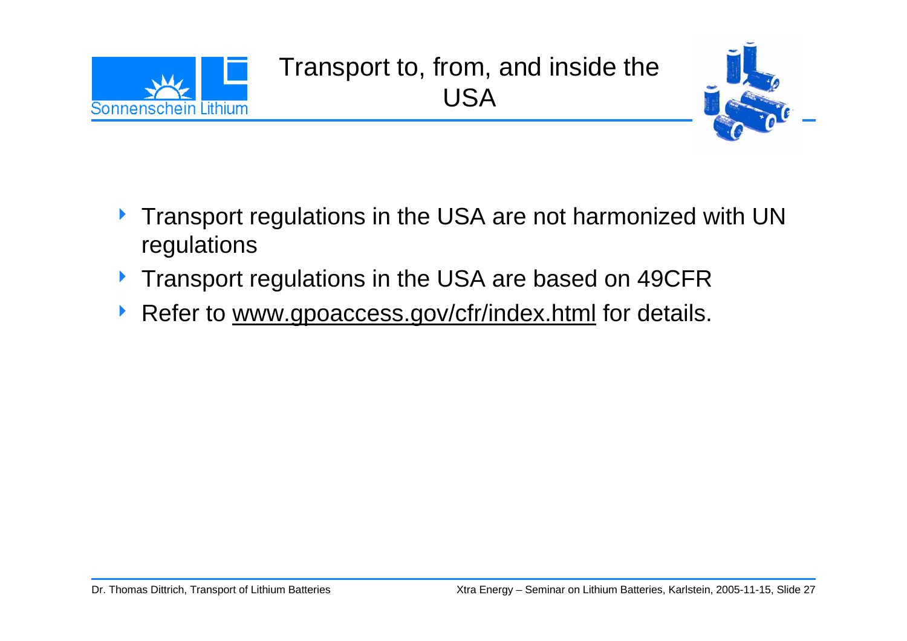# Transport to, from, and inside the USA

- Transport regulations in the USA are not harmonized with UN regulations
- Transport regulations in the USA are based on 49CFR
- Refer to www.gpoaccess.gov/cfr/index.html for details.